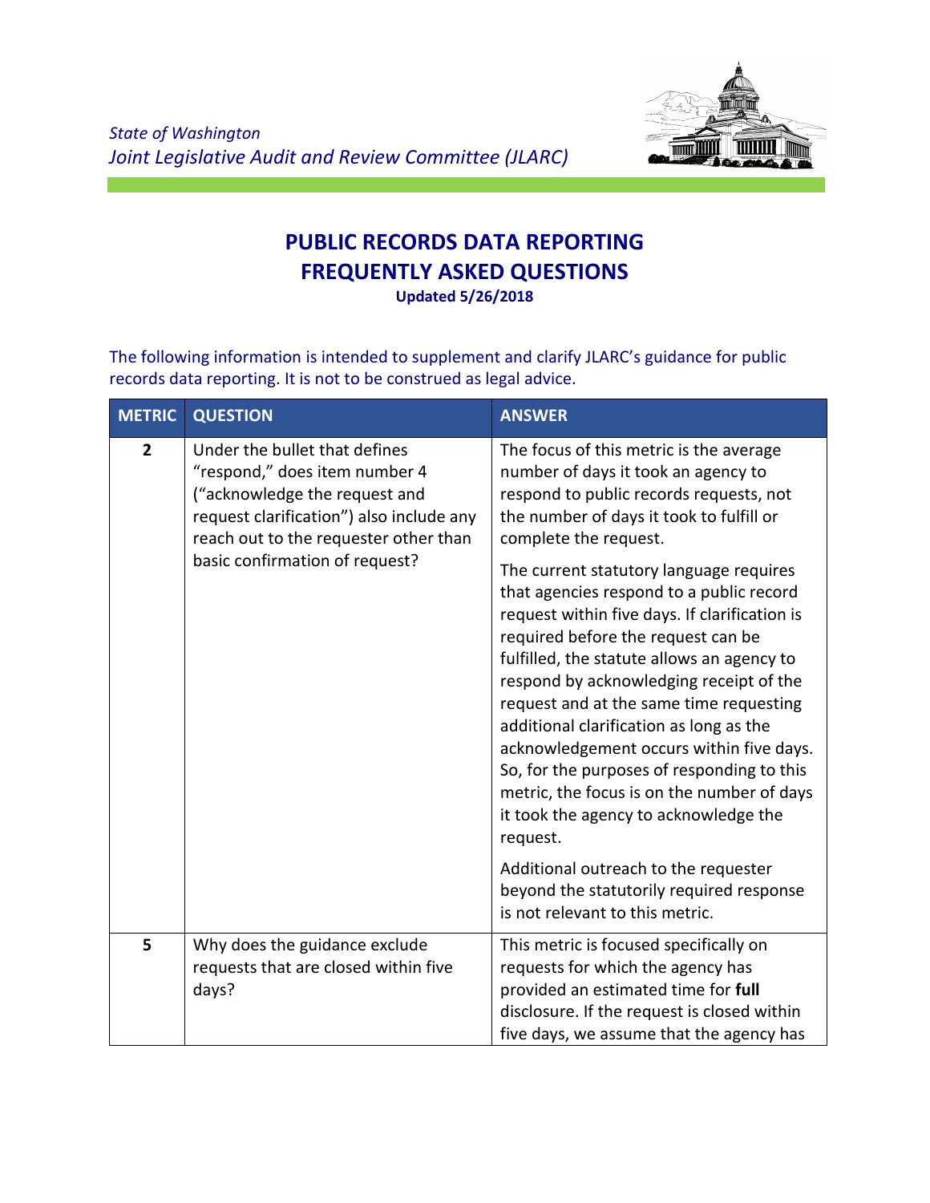*State of Washington*
*Joint Legislative Audit and Review Committee (JLARC)*

# PUBLIC RECORDS DATA REPORTING
# FREQUENTLY ASKED QUESTIONS

**Updated 5/26/2018**

The following information is intended to supplement and clarify JLARC's guidance for public records data reporting. It is not to be construed as legal advice.

| METRIC | QUESTION | ANSWER |
|---|---|---|
| **2** | Under the bullet that defines "respond," does item number 4 ("acknowledge the request and request clarification") also include any reach out to the requester other than basic confirmation of request? | The focus of this metric is the average number of days it took an agency to respond to public records requests, not the number of days it took to fulfill or complete the request.<br><br>The current statutory language requires that agencies respond to a public record request within five days. If clarification is required before the request can be fulfilled, the statute allows an agency to respond by acknowledging receipt of the request and at the same time requesting additional clarification as long as the acknowledgement occurs within five days. So, for the purposes of responding to this metric, the focus is on the number of days it took the agency to acknowledge the request.<br><br>Additional outreach to the requester beyond the statutorily required response is not relevant to this metric. |
| **5** | Why does the guidance exclude requests that are closed within five days? | This metric is focused specifically on requests for which the agency has provided an estimated time for **full** disclosure. If the request is closed within five days, we assume that the agency has |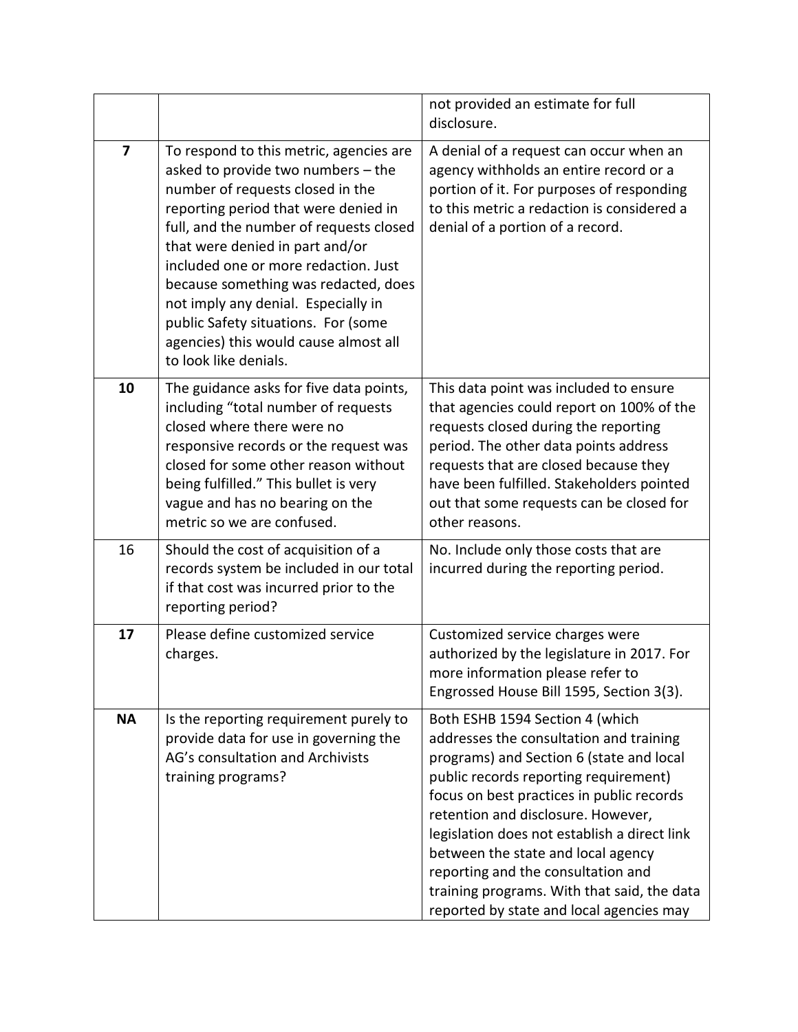| | | |
|---|---|---|
| | | not provided an estimate for full disclosure. |
| **7** | To respond to this metric, agencies are asked to provide two numbers – the number of requests closed in the reporting period that were denied in full, and the number of requests closed that were denied in part and/or included one or more redaction. Just because something was redacted, does not imply any denial. Especially in public Safety situations. For (some agencies) this would cause almost all to look like denials. | A denial of a request can occur when an agency withholds an entire record or a portion of it. For purposes of responding to this metric a redaction is considered a denial of a portion of a record. |
| **10** | The guidance asks for five data points, including "total number of requests closed where there were no responsive records or the request was closed for some other reason without being fulfilled." This bullet is very vague and has no bearing on the metric so we are confused. | This data point was included to ensure that agencies could report on 100% of the requests closed during the reporting period. The other data points address requests that are closed because they have been fulfilled. Stakeholders pointed out that some requests can be closed for other reasons. |
| 16 | Should the cost of acquisition of a records system be included in our total if that cost was incurred prior to the reporting period? | No. Include only those costs that are incurred during the reporting period. |
| **17** | Please define customized service charges. | Customized service charges were authorized by the legislature in 2017. For more information please refer to Engrossed House Bill 1595, Section 3(3). |
| **NA** | Is the reporting requirement purely to provide data for use in governing the AG's consultation and Archivists training programs? | Both ESHB 1594 Section 4 (which addresses the consultation and training programs) and Section 6 (state and local public records reporting requirement) focus on best practices in public records retention and disclosure. However, legislation does not establish a direct link between the state and local agency reporting and the consultation and training programs. With that said, the data reported by state and local agencies may |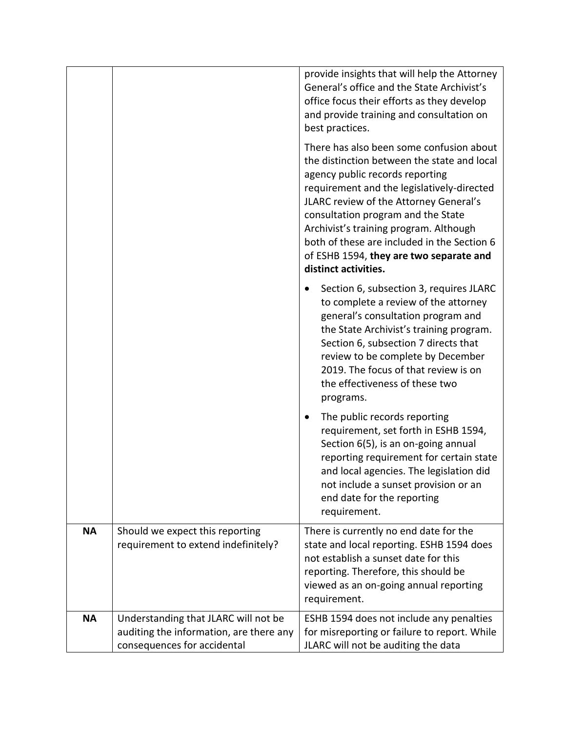| | | |
|---|---|---|
| | | provide insights that will help the Attorney General's office and the State Archivist's office focus their efforts as they develop and provide training and consultation on best practices.<br><br>There has also been some confusion about the distinction between the state and local agency public records reporting requirement and the legislatively-directed JLARC review of the Attorney General's consultation program and the State Archivist's training program. Although both of these are included in the Section 6 of ESHB 1594, **they are two separate and distinct activities.**<br><br>• Section 6, subsection 3, requires JLARC to complete a review of the attorney general's consultation program and the State Archivist's training program. Section 6, subsection 7 directs that review to be complete by December 2019. The focus of that review is on the effectiveness of these two programs.<br><br>• The public records reporting requirement, set forth in ESHB 1594, Section 6(5), is an on-going annual reporting requirement for certain state and local agencies. The legislation did not include a sunset provision or an end date for the reporting requirement. |
| **NA** | Should we expect this reporting requirement to extend indefinitely? | There is currently no end date for the state and local reporting. ESHB 1594 does not establish a sunset date for this reporting. Therefore, this should be viewed as an on-going annual reporting requirement. |
| **NA** | Understanding that JLARC will not be auditing the information, are there any consequences for accidental | ESHB 1594 does not include any penalties for misreporting or failure to report. While JLARC will not be auditing the data |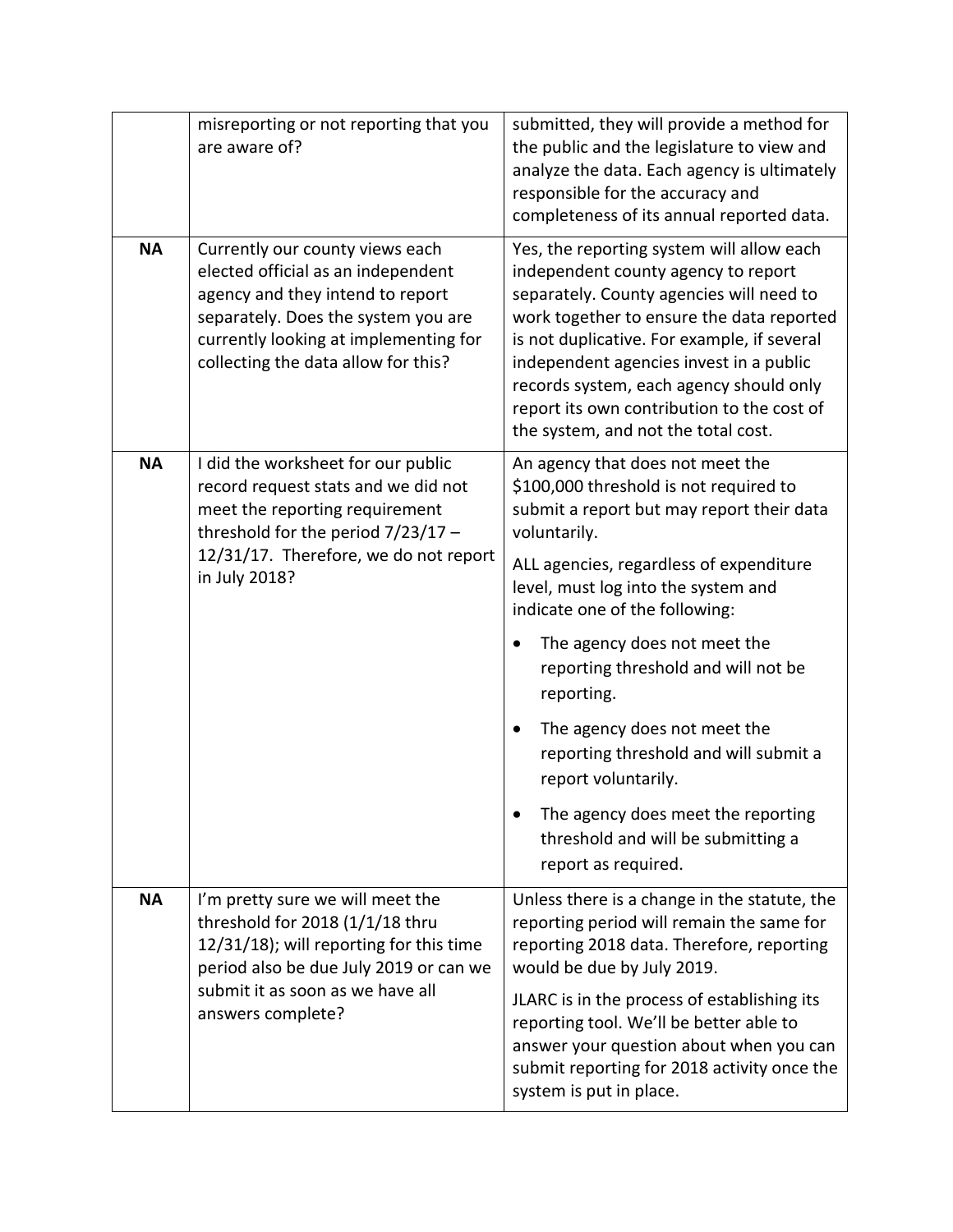|  |  |  |
| --- | --- | --- |
|  | misreporting or not reporting that you are aware of? | submitted, they will provide a method for the public and the legislature to view and analyze the data. Each agency is ultimately responsible for the accuracy and completeness of its annual reported data. |
| **NA** | Currently our county views each elected official as an independent agency and they intend to report separately. Does the system you are currently looking at implementing for collecting the data allow for this? | Yes, the reporting system will allow each independent county agency to report separately. County agencies will need to work together to ensure the data reported is not duplicative. For example, if several independent agencies invest in a public records system, each agency should only report its own contribution to the cost of the system, and not the total cost. |
| **NA** | I did the worksheet for our public record request stats and we did not meet the reporting requirement threshold for the period 7/23/17 – 12/31/17. Therefore, we do not report in July 2018? | An agency that does not meet the $100,000 threshold is not required to submit a report but may report their data voluntarily.<br><br>ALL agencies, regardless of expenditure level, must log into the system and indicate one of the following:<br><br>• The agency does not meet the reporting threshold and will not be reporting.<br>• The agency does not meet the reporting threshold and will submit a report voluntarily.<br>• The agency does meet the reporting threshold and will be submitting a report as required. |
| **NA** | I'm pretty sure we will meet the threshold for 2018 (1/1/18 thru 12/31/18); will reporting for this time period also be due July 2019 or can we submit it as soon as we have all answers complete? | Unless there is a change in the statute, the reporting period will remain the same for reporting 2018 data. Therefore, reporting would be due by July 2019.<br><br>JLARC is in the process of establishing its reporting tool. We'll be better able to answer your question about when you can submit reporting for 2018 activity once the system is put in place. |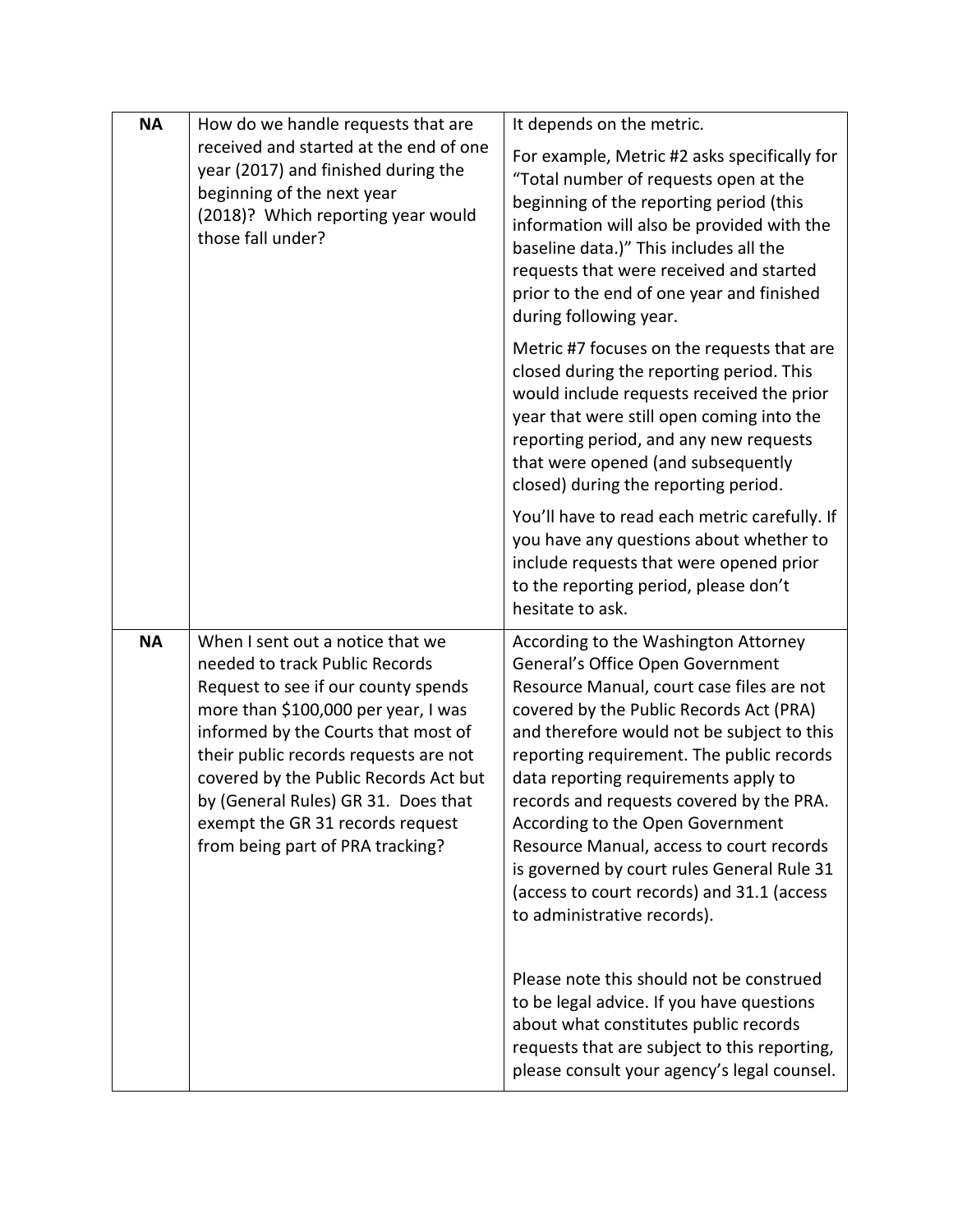| | | |
|---|---|---|
| **NA** | How do we handle requests that are received and started at the end of one year (2017) and finished during the beginning of the next year (2018)? Which reporting year would those fall under? | It depends on the metric.<br><br>For example, Metric #2 asks specifically for "Total number of requests open at the beginning of the reporting period (this information will also be provided with the baseline data.)" This includes all the requests that were received and started prior to the end of one year and finished during following year.<br><br>Metric #7 focuses on the requests that are closed during the reporting period. This would include requests received the prior year that were still open coming into the reporting period, and any new requests that were opened (and subsequently closed) during the reporting period.<br><br>You'll have to read each metric carefully. If you have any questions about whether to include requests that were opened prior to the reporting period, please don't hesitate to ask. |
| **NA** | When I sent out a notice that we needed to track Public Records Request to see if our county spends more than $100,000 per year, I was informed by the Courts that most of their public records requests are not covered by the Public Records Act but by (General Rules) GR 31. Does that exempt the GR 31 records request from being part of PRA tracking? | According to the Washington Attorney General's Office Open Government Resource Manual, court case files are not covered by the Public Records Act (PRA) and therefore would not be subject to this reporting requirement. The public records data reporting requirements apply to records and requests covered by the PRA. According to the Open Government Resource Manual, access to court records is governed by court rules General Rule 31 (access to court records) and 31.1 (access to administrative records).<br><br>Please note this should not be construed to be legal advice. If you have questions about what constitutes public records requests that are subject to this reporting, please consult your agency's legal counsel. |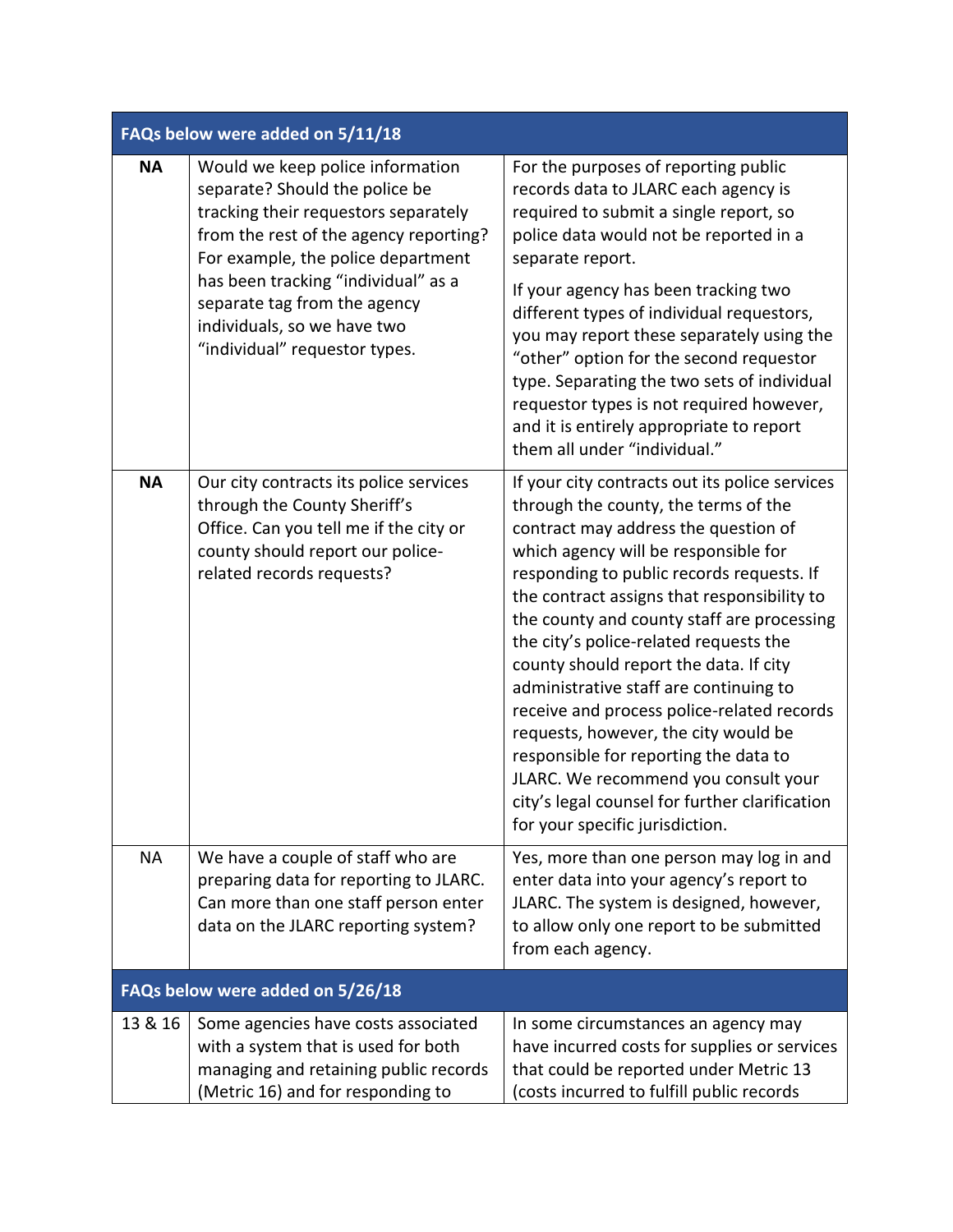| FAQs below were added on 5/11/18 | | |
|---|---|---|
| **NA** | Would we keep police information separate? Should the police be tracking their requestors separately from the rest of the agency reporting? For example, the police department has been tracking "individual" as a separate tag from the agency individuals, so we have two "individual" requestor types. | For the purposes of reporting public records data to JLARC each agency is required to submit a single report, so police data would not be reported in a separate report. If your agency has been tracking two different types of individual requestors, you may report these separately using the "other" option for the second requestor type. Separating the two sets of individual requestor types is not required however, and it is entirely appropriate to report them all under "individual." |
| **NA** | Our city contracts its police services through the County Sheriff's Office. Can you tell me if the city or county should report our police-related records requests? | If your city contracts out its police services through the county, the terms of the contract may address the question of which agency will be responsible for responding to public records requests. If the contract assigns that responsibility to the county and county staff are processing the city's police-related requests the county should report the data. If city administrative staff are continuing to receive and process police-related records requests, however, the city would be responsible for reporting the data to JLARC. We recommend you consult your city's legal counsel for further clarification for your specific jurisdiction. |
| NA | We have a couple of staff who are preparing data for reporting to JLARC. Can more than one staff person enter data on the JLARC reporting system? | Yes, more than one person may log in and enter data into your agency's report to JLARC. The system is designed, however, to allow only one report to be submitted from each agency. |
| **FAQs below were added on 5/26/18** | | |
| 13 & 16 | Some agencies have costs associated with a system that is used for both managing and retaining public records (Metric 16) and for responding to | In some circumstances an agency may have incurred costs for supplies or services that could be reported under Metric 13 (costs incurred to fulfill public records |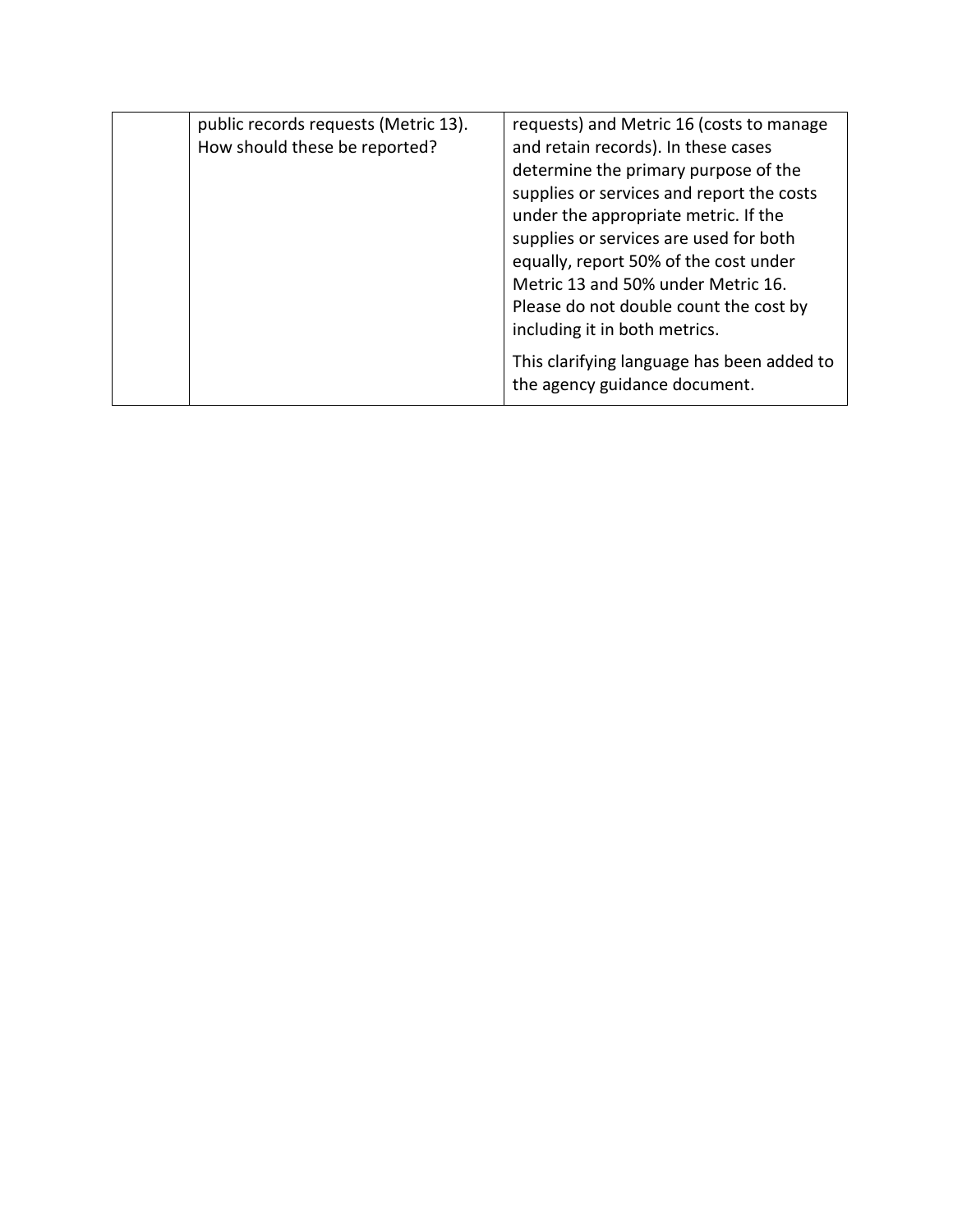| | | |
|---|---|---|
| | public records requests (Metric 13). How should these be reported? | requests) and Metric 16 (costs to manage and retain records). In these cases determine the primary purpose of the supplies or services and report the costs under the appropriate metric. If the supplies or services are used for both equally, report 50% of the cost under Metric 13 and 50% under Metric 16. Please do not double count the cost by including it in both metrics.<br><br>This clarifying language has been added to the agency guidance document. |